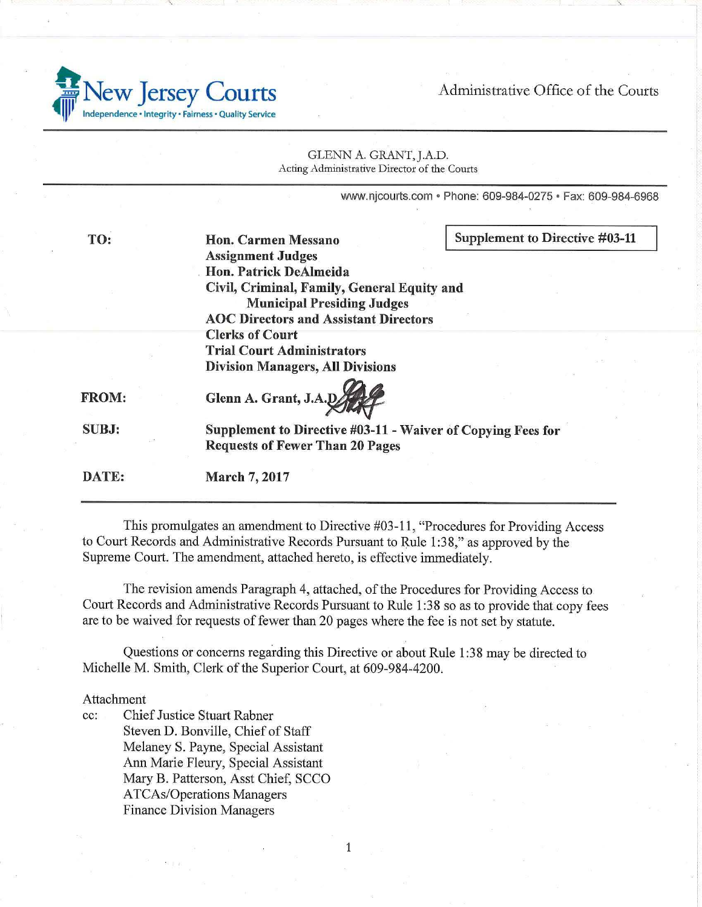**New Jersey Courts**
Independence • Integrity • Fairness • Quality Service

Administrative Office of the Courts

GLENN A. GRANT, J.A.D.
Acting Administrative Director of the Courts

www.njcourts.com • Phone: 609-984-0275 • Fax: 609-984-6968

**Supplement to Directive #03-11**

**TO:** **Hon. Carmen Messano**
**Assignment Judges**
**Hon. Patrick DeAlmeida**
**Civil, Criminal, Family, General Equity and Municipal Presiding Judges**
**AOC Directors and Assistant Directors**
**Clerks of Court**
**Trial Court Administrators**
**Division Managers, All Divisions**

**FROM:** **Glenn A. Grant, J.A.D.**

**SUBJ:** **Supplement to Directive #03-11 - Waiver of Copying Fees for Requests of Fewer Than 20 Pages**

**DATE:** **March 7, 2017**

---

This promulgates an amendment to Directive #03-11, "Procedures for Providing Access to Court Records and Administrative Records Pursuant to Rule 1:38," as approved by the Supreme Court. The amendment, attached hereto, is effective immediately.

The revision amends Paragraph 4, attached, of the Procedures for Providing Access to Court Records and Administrative Records Pursuant to Rule 1:38 so as to provide that copy fees are to be waived for requests of fewer than 20 pages where the fee is not set by statute.

Questions or concerns regarding this Directive or about Rule 1:38 may be directed to Michelle M. Smith, Clerk of the Superior Court, at 609-984-4200.

Attachment

cc: Chief Justice Stuart Rabner
Steven D. Bonville, Chief of Staff
Melaney S. Payne, Special Assistant
Ann Marie Fleury, Special Assistant
Mary B. Patterson, Asst Chief, SCCO
ATCAs/Operations Managers
Finance Division Managers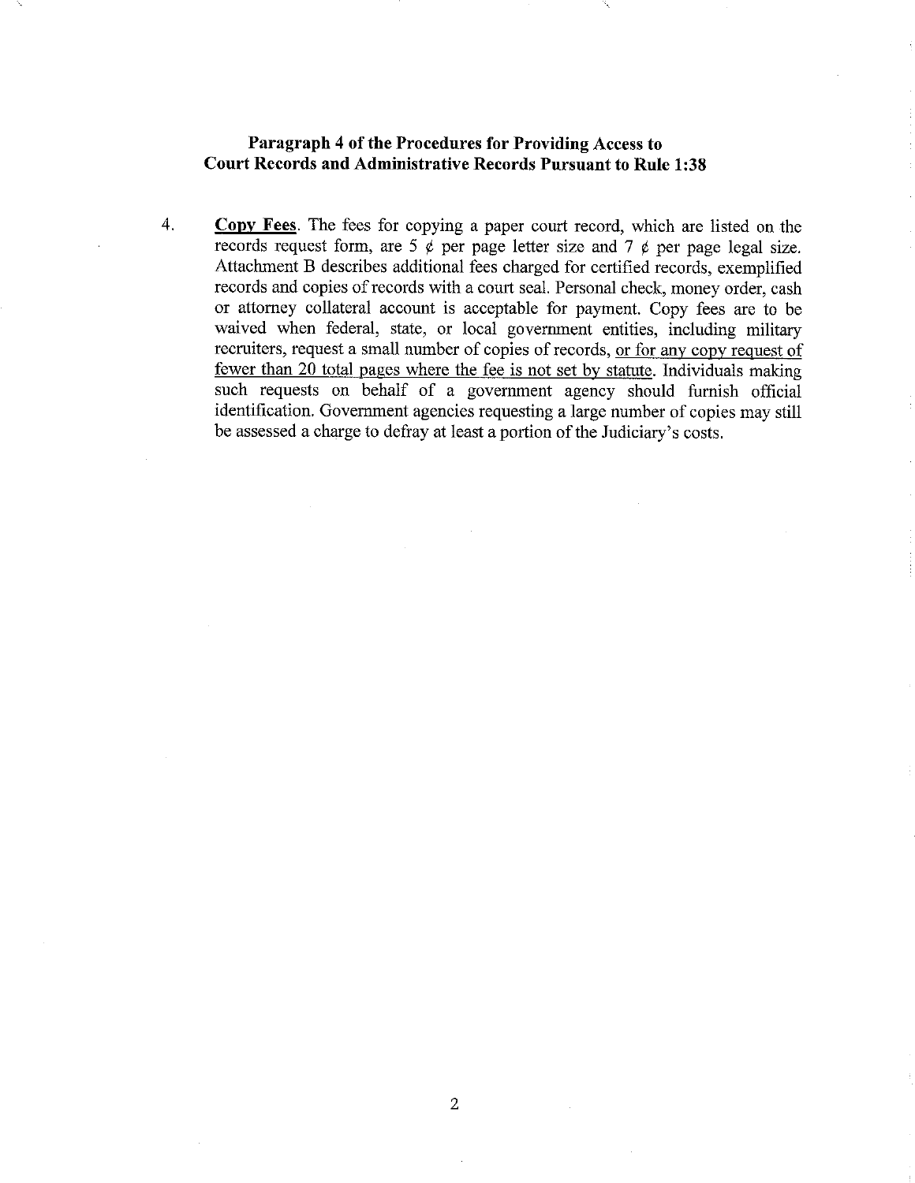**Paragraph 4 of the Procedures for Providing Access to Court Records and Administrative Records Pursuant to Rule 1:38**

4. **Copy Fees**. The fees for copying a paper court record, which are listed on the records request form, are 5 ¢ per page letter size and 7 ¢ per page legal size. Attachment B describes additional fees charged for certified records, exemplified records and copies of records with a court seal. Personal check, money order, cash or attorney collateral account is acceptable for payment. Copy fees are to be waived when federal, state, or local government entities, including military recruiters, request a small number of copies of records, <u>or for any copy request of fewer than 20 total pages where the fee is not set by statute</u>. Individuals making such requests on behalf of a government agency should furnish official identification. Government agencies requesting a large number of copies may still be assessed a charge to defray at least a portion of the Judiciary's costs.